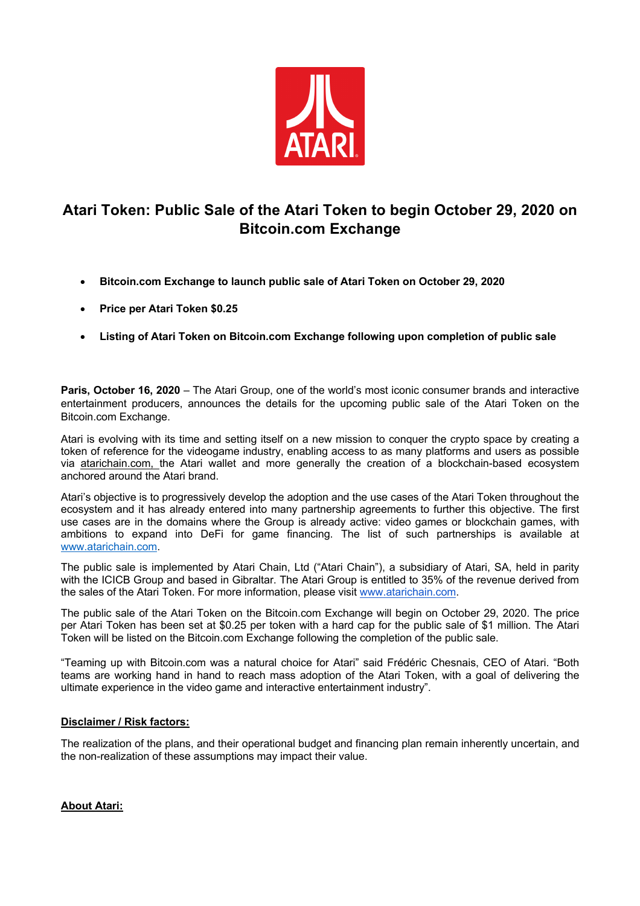# Atari Token: Public Sale of the Atari Token to begin October 29, 2020 on Bitcoin.com Exchange

- **Bitcoin.com Exchange to launch public sale of Atari Token on October 29, 2020**
- **Price per Atari Token $0.25**
- **Listing of Atari Token on Bitcoin.com Exchange following upon completion of public sale**

**Paris, October 16, 2020** – The Atari Group, one of the world's most iconic consumer brands and interactive entertainment producers, announces the details for the upcoming public sale of the Atari Token on the Bitcoin.com Exchange.

Atari is evolving with its time and setting itself on a new mission to conquer the crypto space by creating a token of reference for the videogame industry, enabling access to as many platforms and users as possible via atarichain.com, the Atari wallet and more generally the creation of a blockchain-based ecosystem anchored around the Atari brand.

Atari's objective is to progressively develop the adoption and the use cases of the Atari Token throughout the ecosystem and it has already entered into many partnership agreements to further this objective. The first use cases are in the domains where the Group is already active: video games or blockchain games, with ambitions to expand into DeFi for game financing. The list of such partnerships is available at www.atarichain.com.

The public sale is implemented by Atari Chain, Ltd ("Atari Chain"), a subsidiary of Atari, SA, held in parity with the ICICB Group and based in Gibraltar. The Atari Group is entitled to 35% of the revenue derived from the sales of the Atari Token. For more information, please visit www.atarichain.com.

The public sale of the Atari Token on the Bitcoin.com Exchange will begin on October 29, 2020. The price per Atari Token has been set at $0.25 per token with a hard cap for the public sale of $1 million. The Atari Token will be listed on the Bitcoin.com Exchange following the completion of the public sale.

"Teaming up with Bitcoin.com was a natural choice for Atari" said Frédéric Chesnais, CEO of Atari. "Both teams are working hand in hand to reach mass adoption of the Atari Token, with a goal of delivering the ultimate experience in the video game and interactive entertainment industry".

**Disclaimer / Risk factors:**

The realization of the plans, and their operational budget and financing plan remain inherently uncertain, and the non-realization of these assumptions may impact their value.

**About Atari:**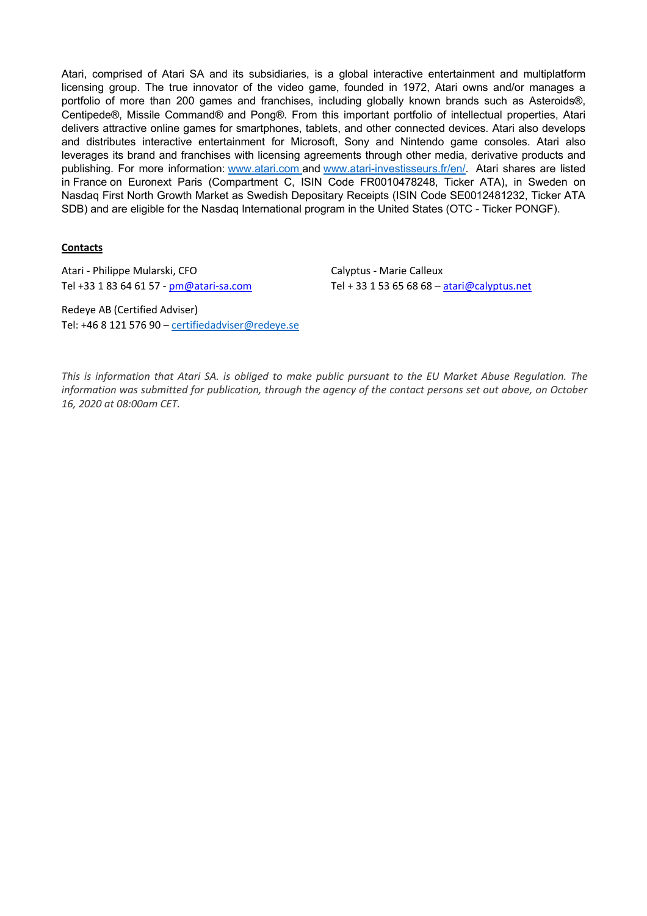Atari, comprised of Atari SA and its subsidiaries, is a global interactive entertainment and multiplatform licensing group. The true innovator of the video game, founded in 1972, Atari owns and/or manages a portfolio of more than 200 games and franchises, including globally known brands such as Asteroids®, Centipede®, Missile Command® and Pong®. From this important portfolio of intellectual properties, Atari delivers attractive online games for smartphones, tablets, and other connected devices. Atari also develops and distributes interactive entertainment for Microsoft, Sony and Nintendo game consoles. Atari also leverages its brand and franchises with licensing agreements through other media, derivative products and publishing. For more information: www.atari.com and www.atari-investisseurs.fr/en/. Atari shares are listed in France on Euronext Paris (Compartment C, ISIN Code FR0010478248, Ticker ATA), in Sweden on Nasdaq First North Growth Market as Swedish Depositary Receipts (ISIN Code SE0012481232, Ticker ATA SDB) and are eligible for the Nasdaq International program in the United States (OTC - Ticker PONGF).

**Contacts**

Atari - Philippe Mularski, CFO
Tel +33 1 83 64 61 57 - pm@atari-sa.com

Calyptus - Marie Calleux
Tel + 33 1 53 65 68 68 – atari@calyptus.net

Redeye AB (Certified Adviser)
Tel: +46 8 121 576 90 – certifiedadviser@redeye.se

*This is information that Atari SA. is obliged to make public pursuant to the EU Market Abuse Regulation. The information was submitted for publication, through the agency of the contact persons set out above, on October 16, 2020 at 08:00am CET.*